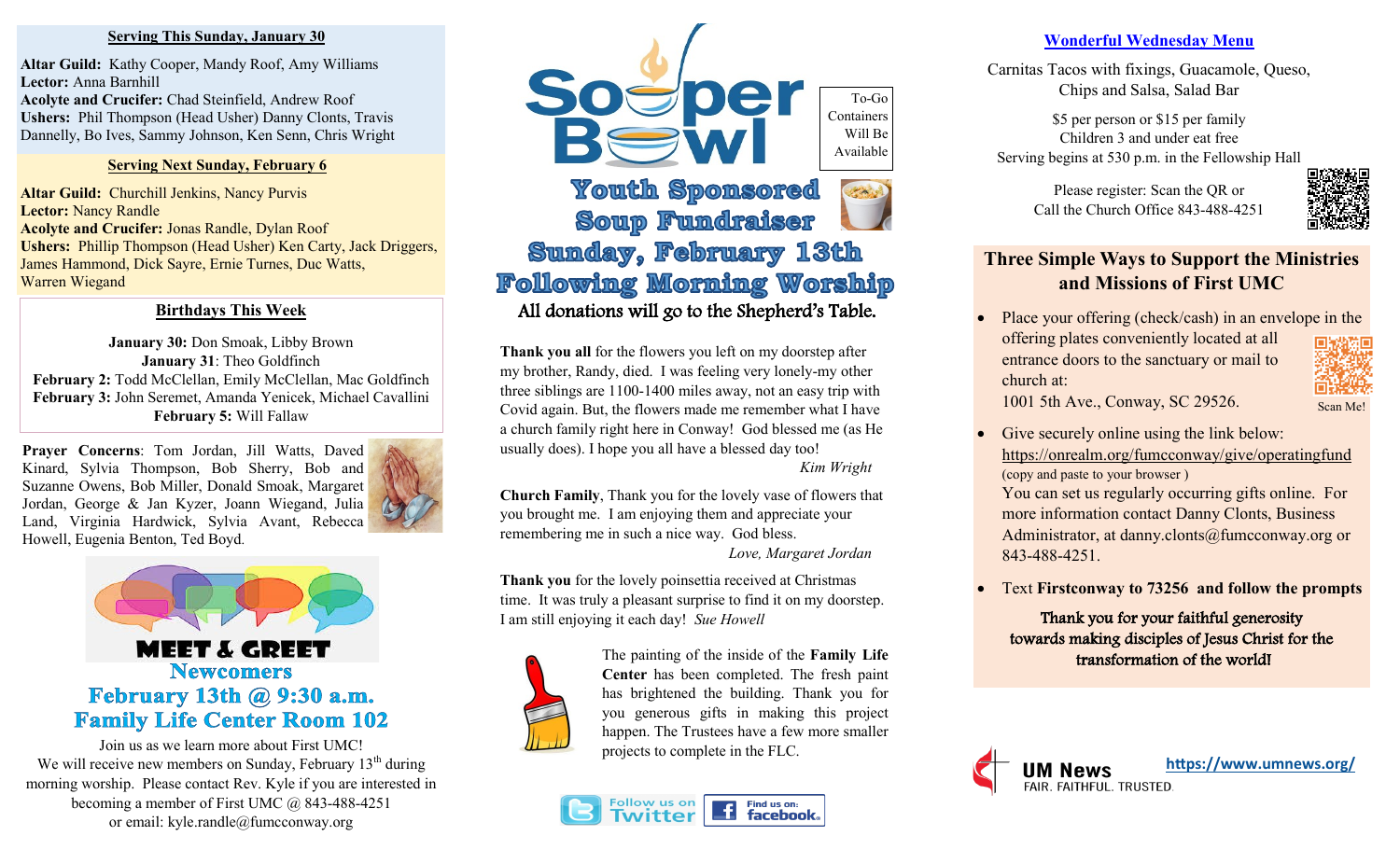## Serving This Sunday, January 30

**Altar Guild:** Kathy Cooper, Mandy Roof, Amy Williams
**Lector:** Anna Barnhill
**Acolyte and Crucifer:** Chad Steinfield, Andrew Roof
**Ushers:** Phil Thompson (Head Usher) Danny Clonts, Travis Dannelly, Bo Ives, Sammy Johnson, Ken Senn, Chris Wright

## Serving Next Sunday, February 6

**Altar Guild:** Churchill Jenkins, Nancy Purvis
**Lector:** Nancy Randle
**Acolyte and Crucifer:** Jonas Randle, Dylan Roof
**Ushers:** Phillip Thompson (Head Usher) Ken Carty, Jack Driggers, James Hammond, Dick Sayre, Ernie Turnes, Duc Watts, Warren Wiegand

## Birthdays This Week

**January 30:** Don Smoak, Libby Brown
**January 31**: Theo Goldfinch
**February 2:** Todd McClellan, Emily McClellan, Mac Goldfinch
**February 3:** John Seremet, Amanda Yenicek, Michael Cavallini
**February 5:** Will Fallaw

**Prayer Concerns**: Tom Jordan, Jill Watts, Daved Kinard, Sylvia Thompson, Bob Sherry, Bob and Suzanne Owens, Bob Miller, Donald Smoak, Margaret Jordan, George & Jan Kyzer, Joann Wiegand, Julia Land, Virginia Hardwick, Sylvia Avant, Rebecca Howell, Eugenia Benton, Ted Boyd.

## MEET & GREET

## Newcomers

## February 13th @ 9:30 a.m.

## Family Life Center Room 102

Join us as we learn more about First UMC!
We will receive new members on Sunday, February 13th during morning worship. Please contact Rev. Kyle if you are interested in becoming a member of First UMC @ 843-488-4251 or email: kyle.randle@fumcconway.org

# Souper Bowl

To-Go Containers Will Be Available

## Youth Sponsored Soup Fundraiser

## Sunday, February 13th

## Following Morning Worship

All donations will go to the Shepherd's Table.

**Thank you all** for the flowers you left on my doorstep after my brother, Randy, died. I was feeling very lonely-my other three siblings are 1100-1400 miles away, not an easy trip with Covid again. But, the flowers made me remember what I have a church family right here in Conway! God blessed me (as He usually does). I hope you all have a blessed day too!
*Kim Wright*

**Church Family**, Thank you for the lovely vase of flowers that you brought me. I am enjoying them and appreciate your remembering me in such a nice way. God bless.
*Love, Margaret Jordan*

**Thank you** for the lovely poinsettia received at Christmas time. It was truly a pleasant surprise to find it on my doorstep. I am still enjoying it each day! *Sue Howell*

The painting of the inside of the **Family Life Center** has been completed. The fresh paint has brightened the building. Thank you for you generous gifts in making this project happen. The Trustees have a few more smaller projects to complete in the FLC.

Follow us on Twitter | Find us on: facebook

## Wonderful Wednesday Menu

Carnitas Tacos with fixings, Guacamole, Queso, Chips and Salsa, Salad Bar

$5 per person or $15 per family
Children 3 and under eat free
Serving begins at 530 p.m. in the Fellowship Hall

Please register: Scan the QR or
Call the Church Office 843-488-4251

## Three Simple Ways to Support the Ministries and Missions of First UMC

- Place your offering (check/cash) in an envelope in the offering plates conveniently located at all entrance doors to the sanctuary or mail to church at:
  1001 5th Ave., Conway, SC 29526.
  Scan Me!
- Give securely online using the link below:
  https://onrealm.org/fumcconway/give/operatingfund
  (copy and paste to your browser )
  You can set us regularly occurring gifts online. For more information contact Danny Clonts, Business Administrator, at danny.clonts@fumcconway.org or 843-488-4251.
- Text **Firstconway to 73256** and follow the prompts

Thank you for your faithful generosity towards making disciples of Jesus Christ for the transformation of the world!

UM News
FAIR. FAITHFUL. TRUSTED.
https://www.umnews.org/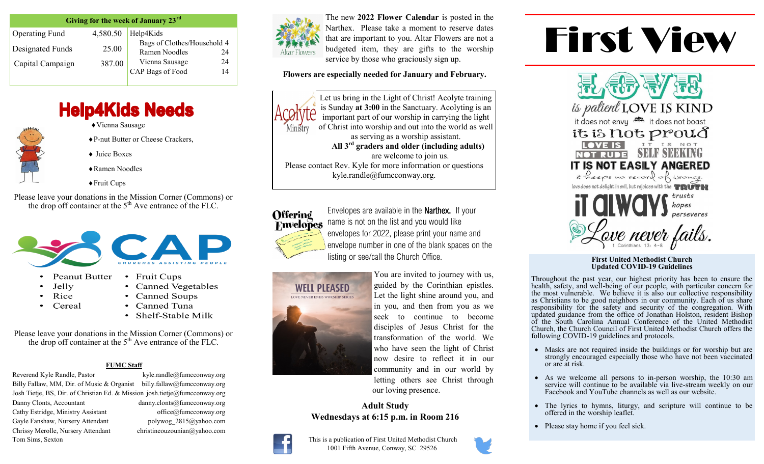| Giving for the week of January 23rd | | | |
| --- | --- | --- | --- |
| Operating Fund | 4,580.50 | Help4Kids | |
| Designated Funds | 25.00 | Bags of Clothes/Household | 4 |
| | | Ramen Noodles | 24 |
| Capital Campaign | 387.00 | Vienna Sausage | 24 |
| | | CAP Bags of Food | 14 |

## Help4Kids Needs

- Vienna Sausage
- P-nut Butter or Cheese Crackers,
- Juice Boxes
- Ramen Noodles
- Fruit Cups

Please leave your donations in the Mission Corner (Commons) or the drop off container at the 5th Ave entrance of the FLC.

## CAP

CHURCHES ASSISTING PEOPLE

- Peanut Butter
- Jelly
- Rice
- Cereal
- Fruit Cups
- Canned Vegetables
- Canned Soups
- Canned Tuna
- Shelf-Stable Milk

Please leave your donations in the Mission Corner (Commons) or the drop off container at the 5th Ave entrance of the FLC.

### FUMC Staff

Reverend Kyle Randle, Pastor kyle.randle@fumcconway.org
Billy Fallaw, MM, Dir. of Music & Organist billy.fallaw@fumcconway.org
Josh Tietje, BS, Dir. of Christian Ed. & Mission josh.tietje@fumcconway.org
Danny Clonts, Accountant danny.clonts@fumcconway.org
Cathy Estridge, Ministry Assistant office@fumcconway.org
Gayle Fanshaw, Nursery Attendant polywog_2815@yahoo.com
Chrissy Merolle, Nursery Attendant christineouzounian@yahoo.com
Tom Sims, Sexton

Altar Flowers

The new **2022 Flower Calendar** is posted in the Narthex. Please take a moment to reserve dates that are important to you. Altar Flowers are not a budgeted item, they are gifts to the worship service by those who graciously sign up.

**Flowers are especially needed for January and February.**

Acolyte Ministry

Let us bring in the Light of Christ! Acolyte training is Sunday **at 3:00** in the Sanctuary. Acolyting is an important part of our worship in carrying the light of Christ into worship and out into the world as well as serving as a worship assistant.

**All 3rd graders and older (including adults)** are welcome to join us.

Please contact Rev. Kyle for more information or questions kyle.randle@fumcconway.org.

Offering Envelopes

Envelopes are available in the **Narthex.** If your name is not on the list and you would like envelopes for 2022, please print your name and envelope number in one of the blank spaces on the listing or see/call the Church Office.

WELL PLEASED
LOVE NEVER ENDS WORSHIP SERIES

You are invited to journey with us, guided by the Corinthian epistles. Let the light shine around you, and in you, and then from you as we seek to continue to become disciples of Jesus Christ for the transformation of the world. We who have seen the light of Christ now desire to reflect it in our community and in our world by letting others see Christ through our loving presence.

**Adult Study**
**Wednesdays at 6:15 p.m. in Room 216**

This is a publication of First United Methodist Church
1001 Fifth Avenue, Conway, SC 29526

# First View

LOVE is patient LOVE IS KIND
it does not envy it does not boast
it is not proud
LOVE IS NOT RUDE IT IS NOT SELF SEEKING
IT IS NOT EASILY ANGERED
it keeps no record of wrongs.
love does not delight in evil, but rejoices with the TRUTH
it always trusts hopes perseveres
Love never fails.
1 Corinthians 13: 4-8

**First United Methodist Church**
**Updated COVID-19 Guidelines**

Throughout the past year, our highest priority has been to ensure the health, safety, and well-being of our people, with particular concern for the most vulnerable. We believe it is also our collective responsibility as Christians to be good neighbors in our community. Each of us share responsibility for the safety and security of the congregation. With updated guidance from the office of Jonathan Holston, resident Bishop of the South Carolina Annual Conference of the United Methodist Church, the Church Council of First United Methodist Church offers the following COVID-19 guidelines and protocols.

- Masks are not required inside the buildings or for worship but are strongly encouraged especially those who have not been vaccinated or are at risk.
- As we welcome all persons to in-person worship, the 10:30 am service will continue to be available via live-stream weekly on our Facebook and YouTube channels as well as our website.
- The lyrics to hymns, liturgy, and scripture will continue to be offered in the worship leaflet.
- Please stay home if you feel sick.